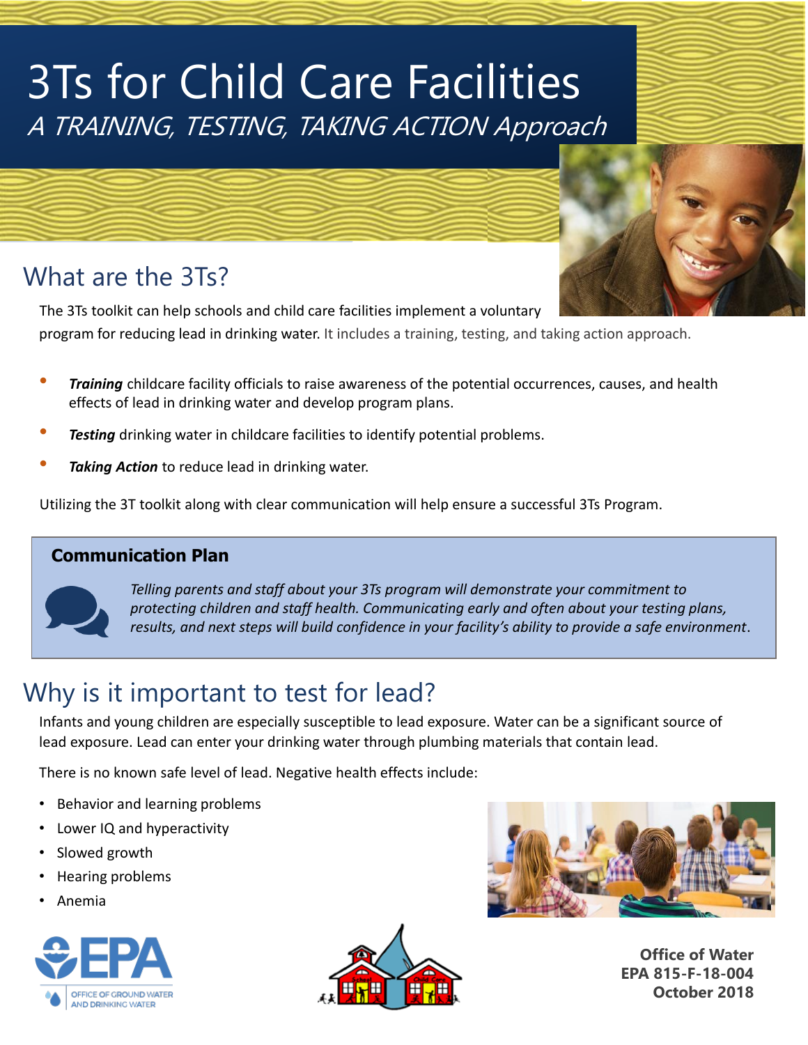# 3Ts for Child Care Facilities

*A TRAINING, TESTING, TAKING ACTION Approach*

## What are the 3Ts?

The 3Ts toolkit can help schools and child care facilities implement a voluntary program for reducing lead in drinking water. It includes a training, testing, and taking action approach.

- ***Training*** childcare facility officials to raise awareness of the potential occurrences, causes, and health effects of lead in drinking water and develop program plans.
- ***Testing*** drinking water in childcare facilities to identify potential problems.
- ***Taking Action*** to reduce lead in drinking water.

Utilizing the 3T toolkit along with clear communication will help ensure a successful 3Ts Program.

**Communication Plan**

*Telling parents and staff about your 3Ts program will demonstrate your commitment to protecting children and staff health. Communicating early and often about your testing plans, results, and next steps will build confidence in your facility's ability to provide a safe environment.*

## Why is it important to test for lead?

Infants and young children are especially susceptible to lead exposure. Water can be a significant source of lead exposure. Lead can enter your drinking water through plumbing materials that contain lead.

There is no known safe level of lead. Negative health effects include:

- Behavior and learning problems
- Lower IQ and hyperactivity
- Slowed growth
- Hearing problems
- Anemia

EPA
OFFICE OF GROUND WATER AND DRINKING WATER

**Office of Water**
**EPA 815-F-18-004**
**October 2018**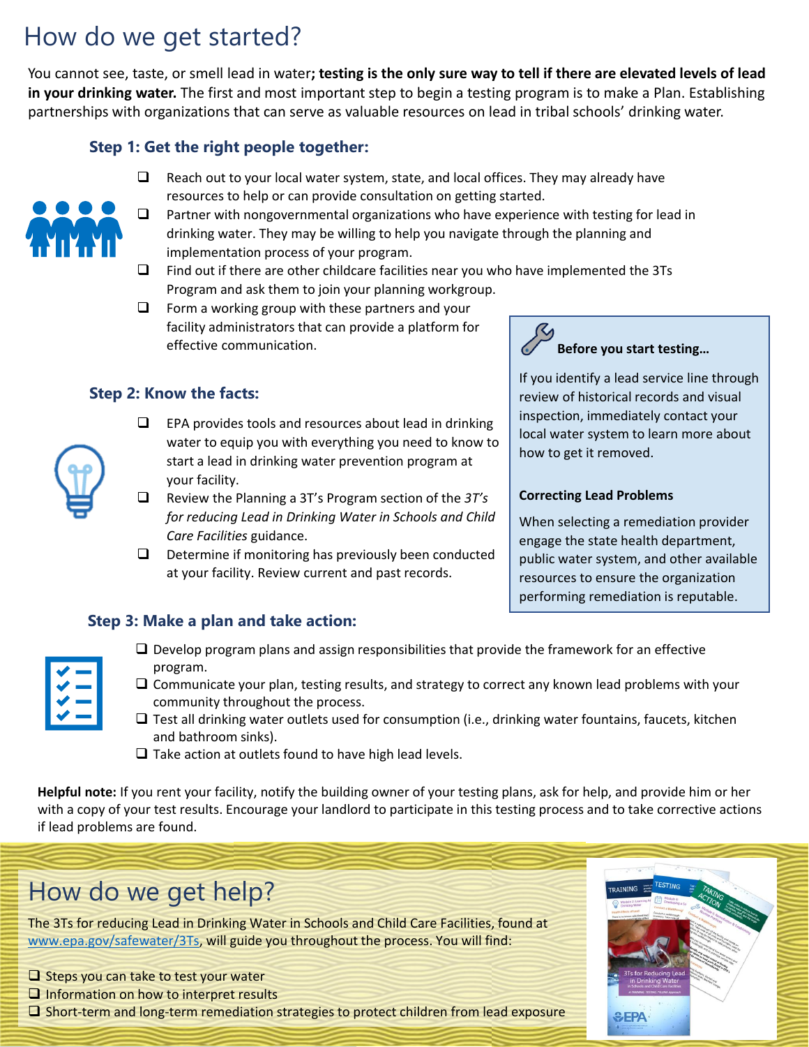# How do we get started?

You cannot see, taste, or smell lead in water**; testing is the only sure way to tell if there are elevated levels of lead in your drinking water.** The first and most important step to begin a testing program is to make a Plan. Establishing partnerships with organizations that can serve as valuable resources on lead in tribal schools' drinking water.

### Step 1: Get the right people together:

- ❑ Reach out to your local water system, state, and local offices. They may already have resources to help or can provide consultation on getting started.
- ❑ Partner with nongovernmental organizations who have experience with testing for lead in drinking water. They may be willing to help you navigate through the planning and implementation process of your program.
- ❑ Find out if there are other childcare facilities near you who have implemented the 3Ts Program and ask them to join your planning workgroup.
- ❑ Form a working group with these partners and your facility administrators that can provide a platform for effective communication.

### Step 2: Know the facts:

- ❑ EPA provides tools and resources about lead in drinking water to equip you with everything you need to know to start a lead in drinking water prevention program at your facility.
- ❑ Review the Planning a 3T's Program section of the *3T's for reducing Lead in Drinking Water in Schools and Child Care Facilities* guidance.
- ❑ Determine if monitoring has previously been conducted at your facility. Review current and past records.

**Before you start testing…**

If you identify a lead service line through review of historical records and visual inspection, immediately contact your local water system to learn more about how to get it removed.

**Correcting Lead Problems**

When selecting a remediation provider engage the state health department, public water system, and other available resources to ensure the organization performing remediation is reputable.

### Step 3: Make a plan and take action:

- ❑ Develop program plans and assign responsibilities that provide the framework for an effective program.
- ❑ Communicate your plan, testing results, and strategy to correct any known lead problems with your community throughout the process.
- ❑ Test all drinking water outlets used for consumption (i.e., drinking water fountains, faucets, kitchen and bathroom sinks).
- ❑ Take action at outlets found to have high lead levels.

**Helpful note:** If you rent your facility, notify the building owner of your testing plans, ask for help, and provide him or her with a copy of your test results. Encourage your landlord to participate in this testing process and to take corrective actions if lead problems are found.

# How do we get help?

The 3Ts for reducing Lead in Drinking Water in Schools and Child Care Facilities, found at www.epa.gov/safewater/3Ts, will guide you throughout the process. You will find:

- ❑ Steps you can take to test your water
- ❑ Information on how to interpret results
- ❑ Short-term and long-term remediation strategies to protect children from lead exposure